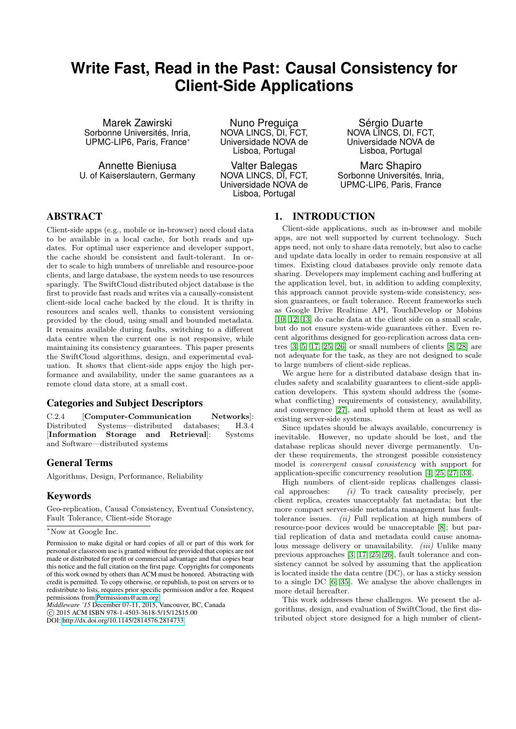# Write Fast, Read in the Past: Causal Consistency for Client-Side Applications

Marek Zawirski
Sorbonne Universités, Inria, UPMC-LIP6, Paris, France*

Nuno Preguiça
NOVA LINCS, DI, FCT, Universidade NOVA de Lisboa, Portugal

Sérgio Duarte
NOVA LINCS, DI, FCT, Universidade NOVA de Lisboa, Portugal

Annette Bieniusa
U. of Kaiserslautern, Germany

Valter Balegas
NOVA LINCS, DI, FCT, Universidade NOVA de Lisboa, Portugal

Marc Shapiro
Sorbonne Universités, Inria, UPMC-LIP6, Paris, France

## ABSTRACT

Client-side apps (e.g., mobile or in-browser) need cloud data to be available in a local cache, for both reads and updates. For optimal user experience and developer support, the cache should be consistent and fault-tolerant. In order to scale to high numbers of unreliable and resource-poor clients, and large database, the system needs to use resources sparingly. The SwiftCloud distributed object database is the first to provide fast reads and writes via a causally-consistent client-side local cache backed by the cloud. It is thrifty in resources and scales well, thanks to consistent versioning provided by the cloud, using small and bounded metadata. It remains available during faults, switching to a different data centre when the current one is not responsive, while maintaining its consistency guarantees. This paper presents the SwiftCloud algorithms, design, and experimental evaluation. It shows that client-side apps enjoy the high performance and availability, under the same guarantees as a remote cloud data store, at a small cost.

### Categories and Subject Descriptors

C.2.4 [**Computer-Communication Networks**]: Distributed Systems—distributed databases; H.3.4 [**Information Storage and Retrieval**]: Systems and Software—distributed systems

### General Terms

Algorithms, Design, Performance, Reliability

### Keywords

Geo-replication, Causal Consistency, Eventual Consistency, Fault Tolerance, Client-side Storage

*Now at Google Inc.

Permission to make digital or hard copies of all or part of this work for personal or classroom use is granted without fee provided that copies are not made or distributed for profit or commercial advantage and that copies bear this notice and the full citation on the first page. Copyrights for components of this work owned by others than ACM must be honored. Abstracting with credit is permitted. To copy otherwise, or republish, to post on servers or to redistribute to lists, requires prior specific permission and/or a fee. Request permissions from Permissions@acm.org.
*Middleware '15* December 07-11, 2015, Vancouver, BC, Canada
© 2015 ACM ISBN 978-1-4503-3618-5/15/12$15.00
DOI: http://dx.doi.org/10.1145/2814576.2814733

## 1. INTRODUCTION

Client-side applications, such as in-browser and mobile apps, are not well supported by current technology. Such apps need, not only to share data remotely, but also to cache and update data locally in order to remain responsive at all times. Existing cloud databases provide only remote data sharing. Developers may implement caching and buffering at the application level, but, in addition to adding complexity, this approach cannot provide system-wide consistency, session guarantees, or fault tolerance. Recent frameworks such as Google Drive Realtime API, TouchDevelop or Mobius [10, 12, 13] do cache data at the client side on a small scale, but do not ensure system-wide guarantees either. Even recent algorithms designed for geo-replication across data centres [3, 5, 17, 25, 26] or small numbers of clients [8, 28] are not adequate for the task, as they are not designed to scale to large numbers of client-side replicas.

We argue here for a distributed database design that includes safety and scalability guarantees to client-side application developers. This system should address the (somewhat conflicting) requirements of consistency, availability, and convergence [27], and uphold them at least as well as existing server-side systems.

Since updates should be always available, concurrency is inevitable. However, no update should be lost, and the database replicas should never diverge permanently. Under these requirements, the strongest possible consistency model is *convergent causal consistency* with support for application-specific concurrency resolution [4, 25, 27, 33].

High numbers of client-side replicas challenges classical approaches: *(i)* To track causality precisely, per client replica, creates unacceptably fat metadata; but the more compact server-side metadata management has fault-tolerance issues. *(ii)* Full replication at high numbers of resource-poor devices would be unacceptable [8]; but partial replication of data and metadata could cause anomalous message delivery or unavailability. *(iii)* Unlike many previous approaches [3, 17, 25, 26], fault tolerance and consistency cannot be solved by assuming that the application is located inside the data centre (DC), or has a sticky session to a single DC [6, 35]. We analyse the above challenges in more detail hereafter.

This work addresses these challenges. We present the algorithms, design, and evaluation of SwiftCloud, the first distributed object store designed for a high number of client-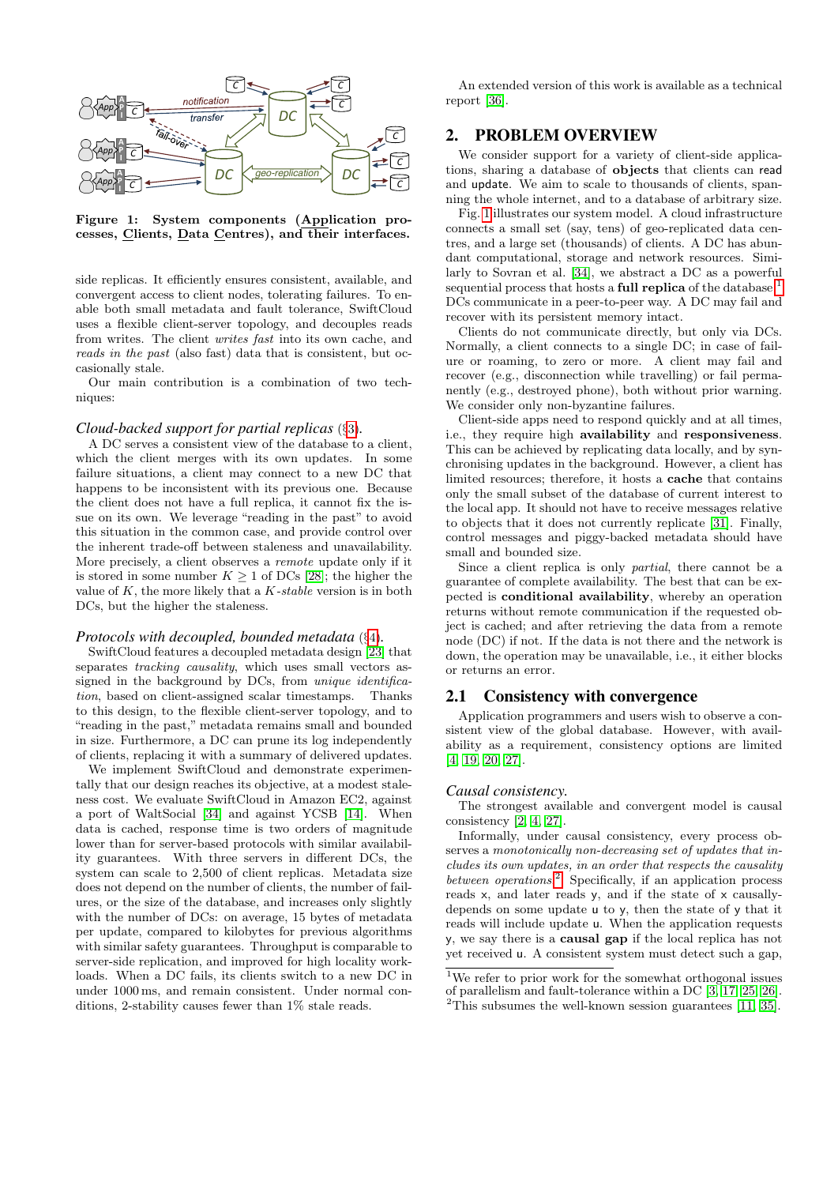**Figure 1: System components (Application processes, Clients, Data Centres), and their interfaces.**

side replicas. It efficiently ensures consistent, available, and convergent access to client nodes, tolerating failures. To enable both small metadata and fault tolerance, SwiftCloud uses a flexible client-server topology, and decouples reads from writes. The client *writes fast* into its own cache, and *reads in the past* (also fast) data that is consistent, but occasionally stale.

Our main contribution is a combination of two techniques:

*Cloud-backed support for partial replicas* (§3).
A DC serves a consistent view of the database to a client, which the client merges with its own updates. In some failure situations, a client may connect to a new DC that happens to be inconsistent with its previous one. Because the client does not have a full replica, it cannot fix the issue on its own. We leverage "reading in the past" to avoid this situation in the common case, and provide control over the inherent trade-off between staleness and unavailability. More precisely, a client observes a *remote* update only if it is stored in some number $K \geq 1$ of DCs [28]; the higher the value of $K$, the more likely that a $K$-*stable* version is in both DCs, but the higher the staleness.

*Protocols with decoupled, bounded metadata* (§4).
SwiftCloud features a decoupled metadata design [23] that separates *tracking causality*, which uses small vectors assigned in the background by DCs, from *unique identification*, based on client-assigned scalar timestamps. Thanks to this design, and to the flexible client-server topology, and to "reading in the past," metadata remains small and bounded in size. Furthermore, a DC can prune its log independently of clients, replacing it with a summary of delivered updates.

We implement SwiftCloud and demonstrate experimentally that our design reaches its objective, at a modest staleness cost. We evaluate SwiftCloud in Amazon EC2, against a port of WaltSocial [34] and against YCSB [14]. When data is cached, response time is two orders of magnitude lower than for server-based protocols with similar availability guarantees. With three servers in different DCs, the system can scale to 2,500 of client replicas. Metadata size does not depend on the number of clients, the number of failures, or the size of the database, and increases only slightly with the number of DCs: on average, 15 bytes of metadata per update, compared to kilobytes for previous algorithms with similar safety guarantees. Throughput is comparable to server-side replication, and improved for high locality workloads. When a DC fails, its clients switch to a new DC in under 1000 ms, and remain consistent. Under normal conditions, 2-stability causes fewer than 1% stale reads.

An extended version of this work is available as a technical report [36].

# 2. PROBLEM OVERVIEW

We consider support for a variety of client-side applications, sharing a database of **objects** that clients can `read` and `update`. We aim to scale to thousands of clients, spanning the whole internet, and to a database of arbitrary size.

Fig. 1 illustrates our system model. A cloud infrastructure connects a small set (say, tens) of geo-replicated data centres, and a large set (thousands) of clients. A DC has abundant computational, storage and network resources. Similarly to Sovran et al. [34], we abstract a DC as a powerful sequential process that hosts a **full replica** of the database.[1] DCs communicate in a peer-to-peer way. A DC may fail and recover with its persistent memory intact.

Clients do not communicate directly, but only via DCs. Normally, a client connects to a single DC; in case of failure or roaming, to zero or more. A client may fail and recover (e.g., disconnection while travelling) or fail permanently (e.g., destroyed phone), both without prior warning. We consider only non-byzantine failures.

Client-side apps need to respond quickly and at all times, i.e., they require high **availability** and **responsiveness**. This can be achieved by replicating data locally, and by synchronising updates in the background. However, a client has limited resources; therefore, it hosts a **cache** that contains only the small subset of the database of current interest to the local app. It should not have to receive messages relative to objects that it does not currently replicate [31]. Finally, control messages and piggy-backed metadata should have small and bounded size.

Since a client replica is only *partial*, there cannot be a guarantee of complete availability. The best that can be expected is **conditional availability**, whereby an operation returns without remote communication if the requested object is cached; and after retrieving the data from a remote node (DC) if not. If the data is not there and the network is down, the operation may be unavailable, i.e., it either blocks or returns an error.

## 2.1 Consistency with convergence

Application programmers and users wish to observe a consistent view of the global database. However, with availability as a requirement, consistency options are limited [4, 19, 20, 27].

*Causal consistency.*
The strongest available and convergent model is causal consistency [2, 4, 27].

Informally, under causal consistency, every process observes a *monotonically non-decreasing set of updates that includes its own updates, in an order that respects the causality between operations*.[2] Specifically, if an application process reads `x`, and later reads `y`, and if the state of `x` causally-depends on some update `u` to `y`, then the state of `y` that it reads will include update `u`. When the application requests `y`, we say there is a **causal gap** if the local replica has not yet received `u`. A consistent system must detect such a gap,

[1] We refer to prior work for the somewhat orthogonal issues of parallelism and fault-tolerance within a DC [3, 17, 25, 26].

[2] This subsumes the well-known session guarantees [11, 35].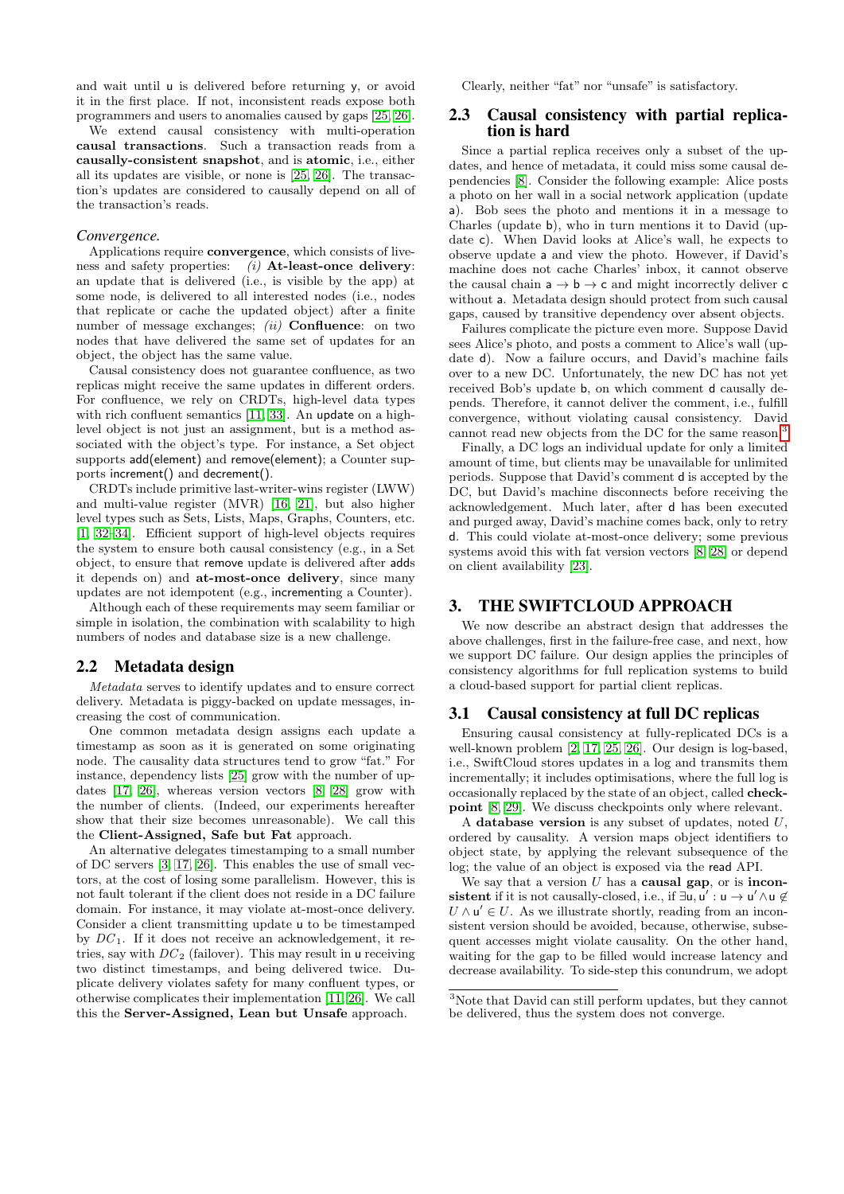and wait until u is delivered before returning y, or avoid it in the first place. If not, inconsistent reads expose both programmers and users to anomalies caused by gaps [25, 26].

We extend causal consistency with multi-operation **causal transactions**. Such a transaction reads from a **causally-consistent snapshot**, and is **atomic**, i.e., either all its updates are visible, or none is [25, 26]. The transaction's updates are considered to causally depend on all of the transaction's reads.

*Convergence.*

Applications require **convergence**, which consists of liveness and safety properties: *(i)* **At-least-once delivery**: an update that is delivered (i.e., is visible by the app) at some node, is delivered to all interested nodes (i.e., nodes that replicate or cache the updated object) after a finite number of message exchanges; *(ii)* **Confluence**: on two nodes that have delivered the same set of updates for an object, the object has the same value.

Causal consistency does not guarantee confluence, as two replicas might receive the same updates in different orders. For confluence, we rely on CRDTs, high-level data types with rich confluent semantics [11, 33]. An update on a high-level object is not just an assignment, but is a method associated with the object's type. For instance, a Set object supports add(element) and remove(element); a Counter supports increment() and decrement().

CRDTs include primitive last-writer-wins register (LWW) and multi-value register (MVR) [16, 21], but also higher level types such as Sets, Lists, Maps, Graphs, Counters, etc. [1, 32–34]. Efficient support of high-level objects requires the system to ensure both causal consistency (e.g., in a Set object, to ensure that remove update is delivered after adds it depends on) and **at-most-once delivery**, since many updates are not idempotent (e.g., incrementing a Counter).

Although each of these requirements may seem familiar or simple in isolation, the combination with scalability to high numbers of nodes and database size is a new challenge.

## 2.2 Metadata design

*Metadata* serves to identify updates and to ensure correct delivery. Metadata is piggy-backed on update messages, increasing the cost of communication.

One common metadata design assigns each update a timestamp as soon as it is generated on some originating node. The causality data structures tend to grow "fat." For instance, dependency lists [25] grow with the number of updates [17, 26], whereas version vectors [8, 28] grow with the number of clients. (Indeed, our experiments hereafter show that their size becomes unreasonable). We call this the **Client-Assigned, Safe but Fat** approach.

An alternative delegates timestamping to a small number of DC servers [3, 17, 26]. This enables the use of small vectors, at the cost of losing some parallelism. However, this is not fault tolerant if the client does not reside in a DC failure domain. For instance, it may violate at-most-once delivery. Consider a client transmitting update u to be timestamped by $DC_1$. If it does not receive an acknowledgement, it retries, say with $DC_2$ (failover). This may result in u receiving two distinct timestamps, and being delivered twice. Duplicate delivery violates safety for many confluent types, or otherwise complicates their implementation [11, 26]. We call this the **Server-Assigned, Lean but Unsafe** approach.

Clearly, neither "fat" nor "unsafe" is satisfactory.

## 2.3 Causal consistency with partial replication is hard

Since a partial replica receives only a subset of the updates, and hence of metadata, it could miss some causal dependencies [8]. Consider the following example: Alice posts a photo on her wall in a social network application (update a). Bob sees the photo and mentions it in a message to Charles (update b), who in turn mentions it to David (update c). When David looks at Alice's wall, he expects to observe update a and view the photo. However, if David's machine does not cache Charles' inbox, it cannot observe the causal chain a → b → c and might incorrectly deliver c without a. Metadata design should protect from such causal gaps, caused by transitive dependency over absent objects.

Failures complicate the picture even more. Suppose David sees Alice's photo, and posts a comment to Alice's wall (update d). Now a failure occurs, and David's machine fails over to a new DC. Unfortunately, the new DC has not yet received Bob's update b, on which comment d causally depends. Therefore, it cannot deliver the comment, i.e., fulfill convergence, without violating causal consistency. David cannot read new objects from the DC for the same reason.[3]

Finally, a DC logs an individual update for only a limited amount of time, but clients may be unavailable for unlimited periods. Suppose that David's comment d is accepted by the DC, but David's machine disconnects before receiving the acknowledgement. Much later, after d has been executed and purged away, David's machine comes back, only to retry d. This could violate at-most-once delivery; some previous systems avoid this with fat version vectors [8, 28] or depend on client availability [23].

# 3. THE SWIFTCLOUD APPROACH

We now describe an abstract design that addresses the above challenges, first in the failure-free case, and next, how we support DC failure. Our design applies the principles of consistency algorithms for full replication systems to build a cloud-based support for partial client replicas.

## 3.1 Causal consistency at full DC replicas

Ensuring causal consistency at fully-replicated DCs is a well-known problem [2, 17, 25, 26]. Our design is log-based, i.e., SwiftCloud stores updates in a log and transmits them incrementally; it includes optimisations, where the full log is occasionally replaced by the state of an object, called **checkpoint** [8, 29]. We discuss checkpoints only where relevant.

A **database version** is any subset of updates, noted $U$, ordered by causality. A version maps object identifiers to object state, by applying the relevant subsequence of the log; the value of an object is exposed via the read API.

We say that a version $U$ has a **causal gap**, or is **inconsistent** if it is not causally-closed, i.e., if $\exists \mathsf{u}, \mathsf{u}' : \mathsf{u} \rightarrow \mathsf{u}' \wedge \mathsf{u} \notin U \wedge \mathsf{u}' \in U$. As we illustrate shortly, reading from an inconsistent version should be avoided, because, otherwise, subsequent accesses might violate causality. On the other hand, waiting for the gap to be filled would increase latency and decrease availability. To side-step this conundrum, we adopt

[3] Note that David can still perform updates, but they cannot be delivered, thus the system does not converge.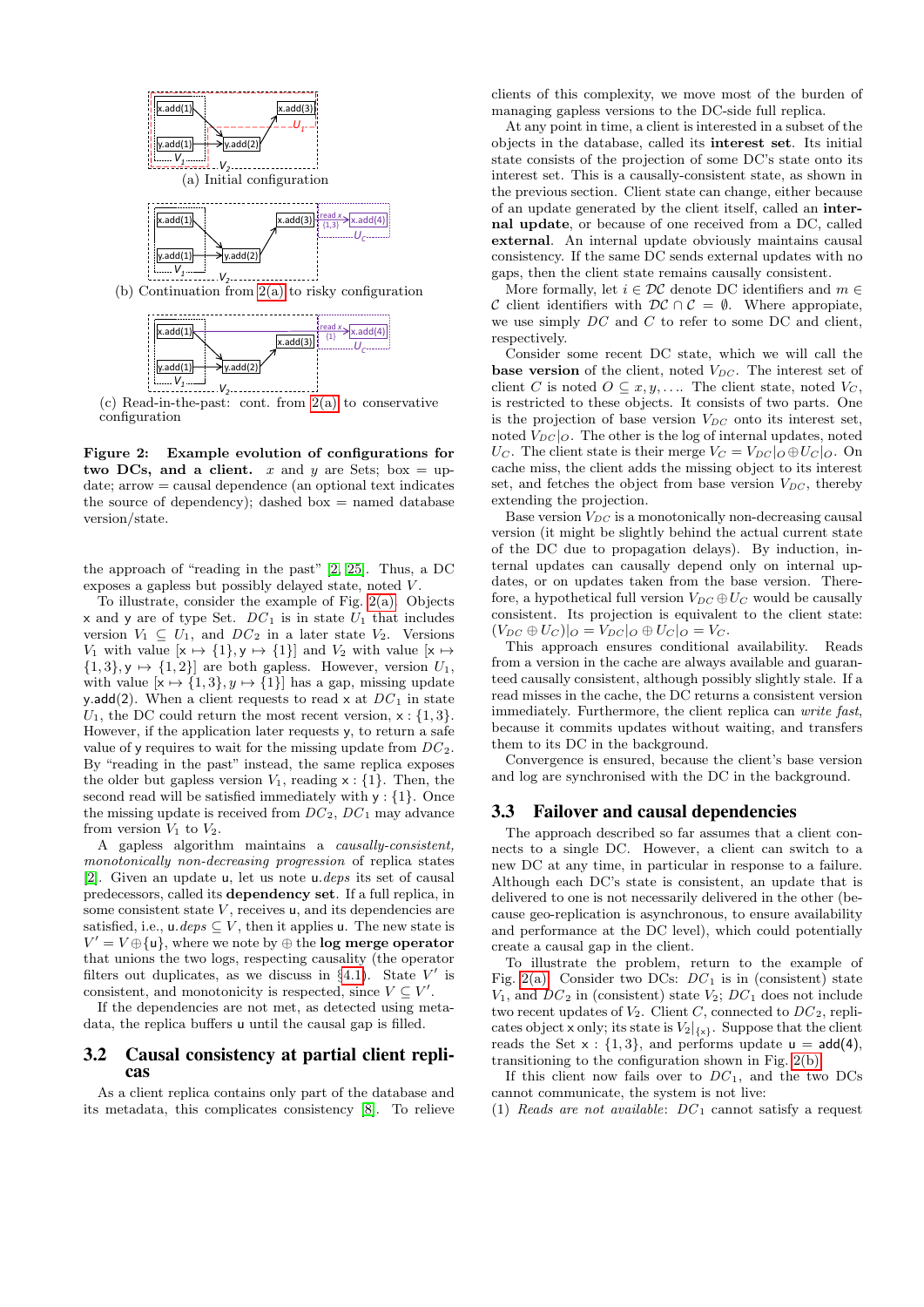(a) Initial configuration

(b) Continuation from 2(a) to risky configuration

(c) Read-in-the-past: cont. from 2(a) to conservative configuration

**Figure 2: Example evolution of configurations for two DCs, and a client.** $x$ and $y$ are Sets; box = update; arrow = causal dependence (an optional text indicates the source of dependency); dashed box = named database version/state.

the approach of "reading in the past" [2, 25]. Thus, a DC exposes a gapless but possibly delayed state, noted $V$.

To illustrate, consider the example of Fig. 2(a). Objects x and y are of type Set. $DC_1$ is in state $U_1$ that includes version $V_1 \subseteq U_1$, and $DC_2$ in a later state $V_2$. Versions $V_1$ with value $[\mathsf{x} \mapsto \{1\}, \mathsf{y} \mapsto \{1\}]$ and $V_2$ with value $[\mathsf{x} \mapsto \{1,3\}, \mathsf{y} \mapsto \{1,2\}]$ are both gapless. However, version $U_1$, with value $[\mathsf{x} \mapsto \{1,3\}, y \mapsto \{1\}]$ has a gap, missing update y.add(2). When a client requests to read x at $DC_1$ in state $U_1$, the DC could return the most recent version, $\mathsf{x} : \{1,3\}$. However, if the application later requests y, to return a safe value of y requires to wait for the missing update from $DC_2$. By "reading in the past" instead, the same replica exposes the older but gapless version $V_1$, reading $\mathsf{x} : \{1\}$. Then, the second read will be satisfied immediately with $\mathsf{y} : \{1\}$. Once the missing update is received from $DC_2$, $DC_1$ may advance from version $V_1$ to $V_2$.

A gapless algorithm maintains a *causally-consistent, monotonically non-decreasing progression* of replica states [2]. Given an update u, let us note u.*deps* its set of causal predecessors, called its **dependency set**. If a full replica, in some consistent state $V$, receives u, and its dependencies are satisfied, i.e., $\mathsf{u}.deps \subseteq V$, then it applies u. The new state is $V' = V \oplus \{\mathsf{u}\}$, where we note by $\oplus$ the **log merge operator** that unions the two logs, respecting causality (the operator filters out duplicates, as we discuss in §4.1). State $V'$ is consistent, and monotonicity is respected, since $V \subseteq V'$.

If the dependencies are not met, as detected using metadata, the replica buffers u until the causal gap is filled.

## 3.2 Causal consistency at partial client replicas

As a client replica contains only part of the database and its metadata, this complicates consistency [8]. To relieve clients of this complexity, we move most of the burden of managing gapless versions to the DC-side full replica.

At any point in time, a client is interested in a subset of the objects in the database, called its **interest set**. Its initial state consists of the projection of some DC's state onto its interest set. This is a causally-consistent state, as shown in the previous section. Client state can change, either because of an update generated by the client itself, called an **internal update**, or because of one received from a DC, called **external**. An internal update obviously maintains causal consistency. If the same DC sends external updates with no gaps, then the client state remains causally consistent.

More formally, let $i \in \mathcal{DC}$ denote DC identifiers and $m \in \mathcal{C}$ client identifiers with $\mathcal{DC} \cap \mathcal{C} = \emptyset$. Where appropiate, we use simply $DC$ and $C$ to refer to some DC and client, respectively.

Consider some recent DC state, which we will call the **base version** of the client, noted $V_{DC}$. The interest set of client $C$ is noted $O \subseteq x, y, \ldots$. The client state, noted $V_C$, is restricted to these objects. It consists of two parts. One is the projection of base version $V_{DC}$ onto its interest set, noted $V_{DC}|_O$. The other is the log of internal updates, noted $U_C$. The client state is their merge $V_C = V_{DC}|_O \oplus U_C|_O$. On cache miss, the client adds the missing object to its interest set, and fetches the object from base version $V_{DC}$, thereby extending the projection.

Base version $V_{DC}$ is a monotonically non-decreasing causal version (it might be slightly behind the actual current state of the DC due to propagation delays). By induction, internal updates can causally depend only on internal updates, or on updates taken from the base version. Therefore, a hypothetical full version $V_{DC} \oplus U_C$ would be causally consistent. Its projection is equivalent to the client state: $(V_{DC} \oplus U_C)|_O = V_{DC}|_O \oplus U_C|_O = V_C$.

This approach ensures conditional availability. Reads from a version in the cache are always available and guaranteed causally consistent, although possibly slightly stale. If a read misses in the cache, the DC returns a consistent version immediately. Furthermore, the client replica can *write fast*, because it commits updates without waiting, and transfers them to its DC in the background.

Convergence is ensured, because the client's base version and log are synchronised with the DC in the background.

## 3.3 Failover and causal dependencies

The approach described so far assumes that a client connects to a single DC. However, a client can switch to a new DC at any time, in particular in response to a failure. Although each DC's state is consistent, an update that is delivered to one is not necessarily delivered in the other (because geo-replication is asynchronous, to ensure availability and performance at the DC level), which could potentially create a causal gap in the client.

To illustrate the problem, return to the example of Fig. 2(a). Consider two DCs: $DC_1$ is in (consistent) state $V_1$, and $DC_2$ in (consistent) state $V_2$; $DC_1$ does not include two recent updates of $V_2$. Client $C$, connected to $DC_2$, replicates object x only; its state is $V_2|_{\{\mathsf{x}\}}$. Suppose that the client reads the Set $\mathsf{x} : \{1,3\}$, and performs update $\mathsf{u} = \mathsf{add}(4)$, transitioning to the configuration shown in Fig. 2(b).

If this client now fails over to $DC_1$, and the two DCs cannot communicate, the system is not live:

(1) *Reads are not available*: $DC_1$ cannot satisfy a request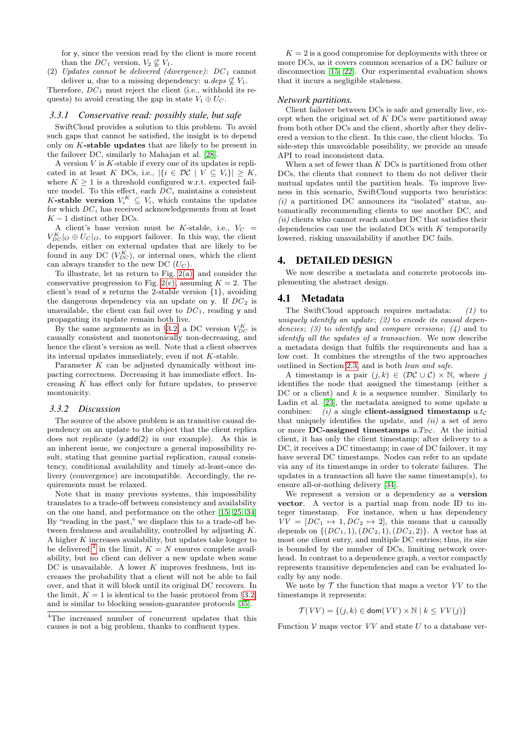for y, since the version read by the client is more recent than the $DC_1$ version, $V_2 \not\subseteq V_1$.

(2) *Updates cannot be delivered (divergence)*: $DC_1$ cannot deliver u, due to a missing dependency: $\mathsf{u}.deps \not\subseteq V_1$.

Therefore, $DC_1$ must reject the client (i.e., withhold its requests) to avoid creating the gap in state $V_1 \oplus U_C$.

### 3.3.1 Conservative read: possibly stale, but safe

SwiftCloud provides a solution to this problem. To avoid such gaps that cannot be satisfied, the insight is to depend only on **$K$-stable updates** that are likely to be present in the failover DC, similarly to Mahajan et al. [28].

A version $V$ is $K$-stable if every one of its updates is replicated in at least $K$ DCs, i.e., $|\{i \in \mathcal{DC} \mid V \subseteq V_i\}| \geq K$, where $K \geq 1$ is a threshold configured w.r.t. expected failure model. To this effect, each $DC_i$ maintains a consistent **$K$-stable version** $V_i^K \subseteq V_i$, which contains the updates for which $DC_i$ has received acknowledgements from at least $K-1$ distinct other DCs.

A client's base version must be $K$-stable, i.e., $V_C = V_{DC}^K|_O \oplus U_C|_O$, to support failover. In this way, the client depends, either on external updates that are likely to be found in any DC ($V_{DC}^K$), or internal ones, which the client can always transfer to the new DC ($U_C$).

To illustrate, let us return to Fig. 2(a), and consider the conservative progression to Fig. 2(c), assuming $K = 2$. The client's read of x returns the 2-stable version {1}, avoiding the dangerous dependency via an update on y. If $DC_2$ is unavailable, the client can fail over to $DC_1$, reading y and propagating its update remain both live.

By the same arguments as in §3.2, a DC version $V_{DC}^K$ is causally consistent and monotonically non-decreasing, and hence the client's version as well. Note that a client observes its internal updates immediately, even if not $K$-stable.

Parameter $K$ can be adjusted dynamically without impacting correctness. Decreasing it has immediate effect. Increasing $K$ has effect only for future updates, to preserve montonicity.

### 3.3.2 Discussion

The source of the above problem is an transitive causal dependency on an update to the object that the client replica does not replicate (y.add(2) in our example). As this is an inherent issue, we conjecture a general impossibility result, stating that genuine partial replication, causal consistency, conditional availability and timely at-least-once delivery (convergence) are incompatible. Accordingly, the requirements must be relaxed.

Note that in many previous systems, this impossibility translates to a trade-off between consistency and availability on the one hand, and performance on the other [15, 25, 34]. By "reading in the past," we displace this to a trade-off between freshness and availability, controlled by adjusting $K$. A higher $K$ increases availability, but updates take longer to be delivered;[4] in the limit, $K = N$ ensures complete availability, but no client can deliver a new update when some DC is unavailable. A lower $K$ improves freshness, but increases the probability that a client will not be able to fail over, and that it will block until its original DC recovers. In the limit, $K = 1$ is identical to the basic protocol from §3.2, and is similar to blocking session-guarantee protocols [35].

[4] The increased number of concurrent updates that this causes is not a big problem, thanks to confluent types.

$K = 2$ is a good compromise for deployments with three or more DCs, as it covers common scenarios of a DC failure or disconnection [15, 22]. Our experimental evaluation shows that it incurs a negligible staleness.

#### Network partitions.

Client failover between DCs is safe and generally live, except when the original set of $K$ DCs were partitioned away from both other DCs and the client, shortly after they delivered a version to the client. In this case, the client blocks. To side-step this unavoidable possibility, we provide an unsafe API to read inconsistent data.

When a set of fewer than $K$ DCs is partitioned from other DCs, the clients that connect to them do not deliver their mutual updates until the partition heals. To improve liveness in this scenario, SwiftCloud supports two heuristics: *(i)* a partitioned DC announces its "isolated" status, automatically recommending clients to use another DC, and *(ii)* clients who cannot reach another DC that satisfies their dependencies can use the isolated DCs with $K$ temporarily lowered, risking unavailability if another DC fails.

# 4. DETAILED DESIGN

We now describe a metadata and concrete protocols implementing the abstract design.

## 4.1 Metadata

The SwiftCloud approach requires metadata: *(1)* to *uniquely identify an update*; *(2)* to *encode its causal dependencies*; *(3)* to *identify* and *compare versions*; *(4)* and to *identify all the updates of a transaction*. We now describe a metadata design that fulfils the requirements and has a low cost. It combines the strengths of the two approaches outlined in Section 2.3, and is both *lean and safe*.

A timestamp is a pair $(j, k) \in (\mathcal{DC} \cup \mathcal{C}) \times \mathbb{N}$, where $j$ identifies the node that assigned the timestamp (either a DC or a client) and $k$ is a sequence number. Similarly to Ladin et al. [23], the metadata assigned to some update u combines: *(i)* a single **client-assigned timestamp** $\mathsf{u}.t_{\mathcal{C}}$ that uniquely identifies the update, and *(ii)* a set of zero or more **DC-assigned timestamps** $\mathsf{u}.T_{\mathcal{DC}}$. At the initial client, it has only the client timestamp; after delivery to a DC, it receives a DC timestamp; in case of DC failover, it my have several DC timestamps. Nodes can refer to an update via any of its timestamps in order to tolerate failures. The updates in a transaction all have the same timestamp(s), to ensure all-or-nothing delivery [34].

We represent a version or a dependency as a **version vector**. A vector is a partial map from node ID to integer timestamp. For instance, when u has dependency $VV = [DC_1 \mapsto 1, DC_2 \mapsto 2]$, this means that u causally depends on $\{(DC_1, 1), (DC_2, 1), (DC_2, 2)\}$. A vector has at most one client entry, and multiple DC entries; thus, its size is bounded by the number of DCs, limiting network overhead. In contrast to a dependence graph, a vector compactly represents transitive dependencies and can be evaluated locally by any node.

We note by $\mathcal{T}$ the function that maps a vector $VV$ to the timestamps it represents:

$$\mathcal{T}(VV) = \{(j, k) \in \mathsf{dom}(VV) \times \mathbb{N} \mid k \leq VV(j)\}$$

Function $\mathcal{V}$ maps vector $VV$ and state $U$ to a database ver-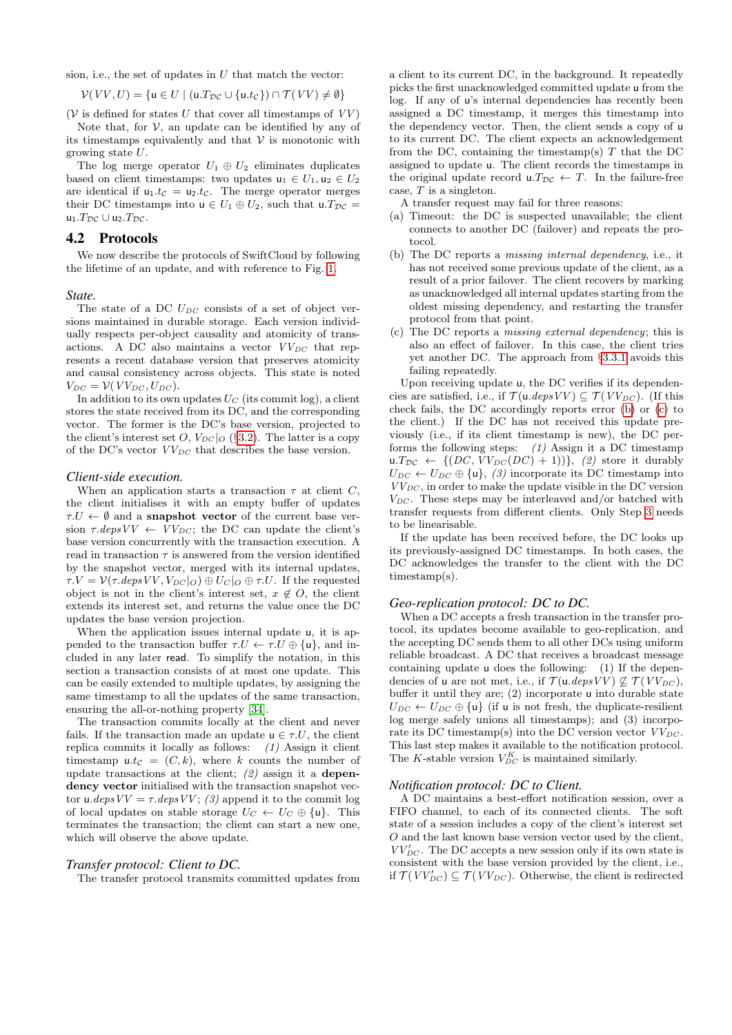sion, i.e., the set of updates in $U$ that match the vector:

$$\mathcal{V}(VV, U) = \{\mathsf{u} \in U \mid (\mathsf{u}.T_{\mathcal{DC}} \cup \{\mathsf{u}.t_{\mathcal{C}}\}) \cap \mathcal{T}(VV) \neq \emptyset\}$$

($\mathcal{V}$ is defined for states $U$ that cover all timestamps of $VV$)

Note that, for $\mathcal{V}$, an update can be identified by any of its timestamps equivalently and that $\mathcal{V}$ is monotonic with growing state $U$.

The log merge operator $U_1 \oplus U_2$ eliminates duplicates based on client timestamps: two updates $\mathsf{u}_1 \in U_1, \mathsf{u}_2 \in U_2$ are identical if $\mathsf{u}_1.t_{\mathcal{C}} = \mathsf{u}_2.t_{\mathcal{C}}$. The merge operator merges their DC timestamps into $\mathsf{u} \in U_1 \oplus U_2$, such that $\mathsf{u}.T_{\mathcal{DC}} = \mathsf{u}_1.T_{\mathcal{DC}} \cup \mathsf{u}_2.T_{\mathcal{DC}}$.

## 4.2 Protocols

We now describe the protocols of SwiftCloud by following the lifetime of an update, and with reference to Fig. 1.

### *State.*

The state of a DC $U_{DC}$ consists of a set of object versions maintained in durable storage. Each version individually respects per-object causality and atomicity of transactions. A DC also maintains a vector $VV_{DC}$ that represents a recent database version that preserves atomicity and causal consistency across objects. This state is noted $V_{DC} = \mathcal{V}(VV_{DC}, U_{DC})$.

In addition to its own updates $U_C$ (its commit log), a client stores the state received from its DC, and the corresponding vector. The former is the DC's base version, projected to the client's interest set $O$, $V_{DC}|_O$ (§3.2). The latter is a copy of the DC's vector $VV_{DC}$ that describes the base version.

### *Client-side execution.*

When an application starts a transaction $\tau$ at client $C$, the client initialises it with an empty buffer of updates $\tau.U \leftarrow \emptyset$ and a **snapshot vector** of the current base version $\tau.depsVV \leftarrow VV_{DC}$; the DC can update the client's base version concurrently with the transaction execution. A read in transaction $\tau$ is answered from the version identified by the snapshot vector, merged with its internal updates, $\tau.V = \mathcal{V}(\tau.depsVV, V_{DC}|_O) \oplus U_C|_O \oplus \tau.U$. If the requested object is not in the client's interest set, $x \notin O$, the client extends its interest set, and returns the value once the DC updates the base version projection.

When the application issues internal update $\mathsf{u}$, it is appended to the transaction buffer $\tau.U \leftarrow \tau.U \oplus \{\mathsf{u}\}$, and included in any later `read`. To simplify the notation, in this section a transaction consists of at most one update. This can be easily extended to multiple updates, by assigning the same timestamp to all the updates of the same transaction, ensuring the all-or-nothing property [34].

The transaction commits locally at the client and never fails. If the transaction made an update $\mathsf{u} \in \tau.U$, the client replica commits it locally as follows: *(1)* Assign it client timestamp $\mathsf{u}.t_{\mathcal{C}} = (C, k)$, where $k$ counts the number of update transactions at the client; *(2)* assign it a **dependency vector** initialised with the transaction snapshot vector $\mathsf{u}.depsVV = \tau.depsVV$; *(3)* append it to the commit log of local updates on stable storage $U_C \leftarrow U_C \oplus \{\mathsf{u}\}$. This terminates the transaction; the client can start a new one, which will observe the above update.

### *Transfer protocol: Client to DC.*

The transfer protocol transmits committed updates from a client to its current DC, in the background. It repeatedly picks the first unacknowledged committed update $\mathsf{u}$ from the log. If any of $\mathsf{u}$'s internal dependencies has recently been assigned a DC timestamp, it merges this timestamp into the dependency vector. Then, the client sends a copy of $\mathsf{u}$ to its current DC. The client expects an acknowledgement from the DC, containing the timestamp(s) $T$ that the DC assigned to update $\mathsf{u}$. The client records the timestamps in the original update record $\mathsf{u}.T_{\mathcal{DC}} \leftarrow T$. In the failure-free case, $T$ is a singleton.

A transfer request may fail for three reasons:

(a) Timeout: the DC is suspected unavailable; the client connects to another DC (failover) and repeats the protocol.

(b) The DC reports a *missing internal dependency*, i.e., it has not received some previous update of the client, as a result of a prior failover. The client recovers by marking as unacknowledged all internal updates starting from the oldest missing dependency, and restarting the transfer protocol from that point.

(c) The DC reports a *missing external dependency*; this is also an effect of failover. In this case, the client tries yet another DC. The approach from §3.3.1 avoids this failing repeatedly.

Upon receiving update $\mathsf{u}$, the DC verifies if its dependencies are satisfied, i.e., if $\mathcal{T}(\mathsf{u}.depsVV) \subseteq \mathcal{T}(VV_{DC})$. (If this check fails, the DC accordingly reports error (b) or (c) to the client.) If the DC has not received this update previously (i.e., if its client timestamp is new), the DC performs the following steps: *(1)* Assign it a DC timestamp $\mathsf{u}.T_{\mathcal{DC}} \leftarrow \{(DC, VV_{DC}(DC) + 1)\}$, *(2)* store it durably $U_{DC} \leftarrow U_{DC} \oplus \{\mathsf{u}\}$, *(3)* incorporate its DC timestamp into $VV_{DC}$, in order to make the update visible in the DC version $V_{DC}$. These steps may be interleaved and/or batched with transfer requests from different clients. Only Step 3 needs to be linearisable.

If the update has been received before, the DC looks up its previously-assigned DC timestamps. In both cases, the DC acknowledges the transfer to the client with the DC timestamp(s).

### *Geo-replication protocol: DC to DC.*

When a DC accepts a fresh transaction in the transfer protocol, its updates become available to geo-replication, and the accepting DC sends them to all other DCs using uniform reliable broadcast. A DC that receives a broadcast message containing update $\mathsf{u}$ does the following: (1) If the dependencies of $\mathsf{u}$ are not met, i.e., if $\mathcal{T}(\mathsf{u}.depsVV) \not\subseteq \mathcal{T}(VV_{DC})$, buffer it until they are; (2) incorporate $\mathsf{u}$ into durable state $U_{DC} \leftarrow U_{DC} \oplus \{\mathsf{u}\}$ (if $\mathsf{u}$ is not fresh, the duplicate-resilient log merge safely unions all timestamps); and (3) incorporate its DC timestamp(s) into the DC version vector $VV_{DC}$. This last step makes it available to the notification protocol. The $K$-stable version $V_{DC}^K$ is maintained similarly.

### *Notification protocol: DC to Client.*

A DC maintains a best-effort notification session, over a FIFO channel, to each of its connected clients. The soft state of a session includes a copy of the client's interest set $O$ and the last known base version vector used by the client, $VV'_{DC}$. The DC accepts a new session only if its own state is consistent with the base version provided by the client, i.e., if $\mathcal{T}(VV'_{DC}) \subseteq \mathcal{T}(VV_{DC})$. Otherwise, the client is redirected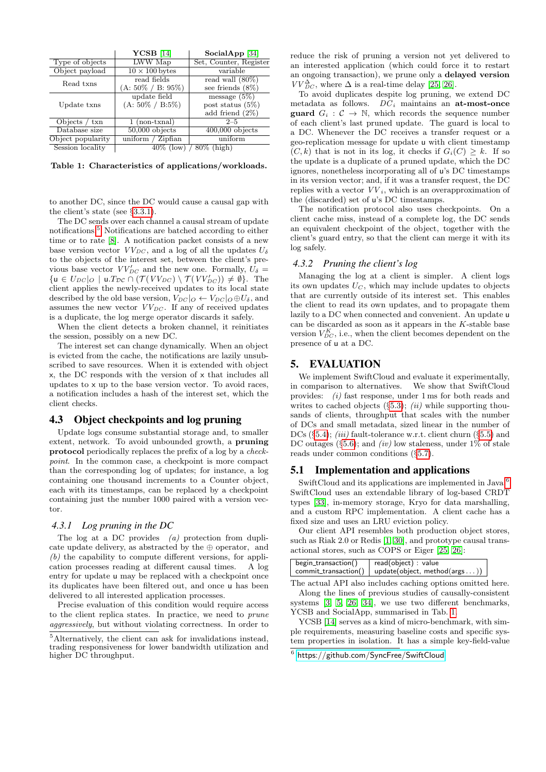|  | **YCSB** [14] | **SocialApp** [34] |
|---|---|---|
| Type of objects | LWW Map | Set, Counter, Register |
| Object payload | $10 \times 100$ bytes | variable |
| Read txns | read fields (A: 50% / B: 95%) | read wall (80%) see friends (8%) |
| Update txns | update field (A: 50% / B:5%) | message (5%) post status (5%) add friend (2%) |
| Objects / txn | 1 (non-txnal) | 2–5 |
| Database size | 50,000 objects | 400,000 objects |
| Object popularity | uniform / Zipfian | uniform |
| Session locality | 40% (low) / 80% (high) | |

**Table 1: Characteristics of applications/workloads.**

to another DC, since the DC would cause a causal gap with the client's state (see §3.3.1).

The DC sends over each channel a causal stream of update notifications.[5] Notifications are batched according to either time or to rate [8]. A notification packet consists of a new base version vector $VV_{DC}$, and a log of all the updates $U_\delta$ to the objects of the interest set, between the client's previous base vector $VV'_{DC}$ and the new one. Formally, $U_\delta = \{\mathsf{u} \in U_{DC}|_O \mid \mathsf{u}.\mathcal{T}_{DC} \cap (\mathcal{T}(VV_{DC}) \setminus \mathcal{T}(VV'_{DC})) \neq \emptyset\}$. The client applies the newly-received updates to its local state described by the old base version, $V_{DC}|_O \leftarrow V_{DC}|_O \oplus U_\delta$, and assumes the new vector $VV_{DC}$. If any of received updates is a duplicate, the log merge operator discards it safely.

When the client detects a broken channel, it reinitiates the session, possibly on a new DC.

The interest set can change dynamically. When an object is evicted from the cache, the notifications are lazily unsubscribed to save resources. When it is extended with object x, the DC responds with the version of x that includes all updates to x up to the base version vector. To avoid races, a notification includes a hash of the interest set, which the client checks.

## 4.3 Object checkpoints and log pruning

Update logs consume substantial storage and, to smaller extent, network. To avoid unbounded growth, a **pruning protocol** periodically replaces the prefix of a log by a *checkpoint*. In the common case, a checkpoint is more compact than the corresponding log of updates; for instance, a log containing one thousand increments to a Counter object, each with its timestamps, can be replaced by a checkpoint containing just the number 1000 paired with a version vector.

### 4.3.1 Log pruning in the DC

The log at a DC provides *(a)* protection from duplicate update delivery, as abstracted by the $\oplus$ operator, and *(b)* the capability to compute different versions, for application processes reading at different causal times. A log entry for update u may be replaced with a checkpoint once its duplicates have been filtered out, and once u has been delivered to all interested application processes.

Precise evaluation of this condition would require access to the client replica states. In practice, we need to *prune aggressively*, but without violating correctness. In order to reduce the risk of pruning a version not yet delivered to an interested application (which could force it to restart an ongoing transaction), we prune only a **delayed version** $VV^{\Delta}_{DC}$, where $\Delta$ is a real-time delay [25, 26].

To avoid duplicates despite log pruning, we extend DC metadata as follows. $DC_i$ maintains an **at-most-once guard** $G_i : \mathcal{C} \rightarrow \mathbb{N}$, which records the sequence number of each client's last pruned update. The guard is local to a DC. Whenever the DC receives a transfer request or a geo-replication message for update u with client timestamp $(C, k)$ that is not in its log, it checks if $G_i(C) \geq k$. If so the update is a duplicate of a pruned update, which the DC ignores, nonetheless incorporating all of u's DC timestamps in its version vector; and, if it was a transfer request, the DC replies with a vector $VV_i$, which is an overapproximation of the (discarded) set of u's DC timestamps.

The notification protocol also uses checkpoints. On a client cache miss, instead of a complete log, the DC sends an equivalent checkpoint of the object, together with the client's guard entry, so that the client can merge it with its log safely.

### 4.3.2 Pruning the client's log

Managing the log at a client is simpler. A client logs its own updates $U_C$, which may include updates to objects that are currently outside of its interest set. This enables the client to read its own updates, and to propagate them lazily to a DC when connected and convenient. An update u can be discarded as soon as it appears in the $K$-stable base version $V^K_{DC}$, i.e., when the client becomes dependent on the presence of u at a DC.

# 5. EVALUATION

We implement SwiftCloud and evaluate it experimentally, in comparison to alternatives. We show that SwiftCloud provides: *(i)* fast response, under 1 ms for both reads and writes to cached objects (§5.3); *(ii)* while supporting thousands of clients, throughput that scales with the number of DCs and small metadata, sized linear in the number of DCs (§5.4); *(iii)* fault-tolerance w.r.t. client churn (§5.5) and DC outages (§5.6); and *(iv)* low staleness, under 1% of stale reads under common conditions (§5.7).

## 5.1 Implementation and applications

SwiftCloud and its applications are implemented in Java.[6] SwiftCloud uses an extendable library of log-based CRDT types [33], in-memory storage, Kryo for data marshalling, and a custom RPC implementation. A client cache has a fixed size and uses an LRU eviction policy.

Our client API resembles both production object stores, such as Riak 2.0 or Redis [1, 30], and prototype causal transactional stores, such as COPS or Eiger [25, 26]:

```
begin_transaction()    | read(object) : value
commit_transaction()   | update(object, method(args ...))
```

The actual API also includes caching options omitted here.

Along the lines of previous studies of causally-consistent systems [3, 5, 26, 34], we use two different benchmarks, YCSB and SocialApp, summarised in Tab. 1.

YCSB [14] serves as a kind of micro-benchmark, with simple requirements, measuring baseline costs and specific system properties in isolation. It has a simple key-field-value

[5] Alternatively, the client can ask for invalidations instead, trading responsiveness for lower bandwidth utilization and higher DC throughput.

[6] https://github.com/SyncFree/SwiftCloud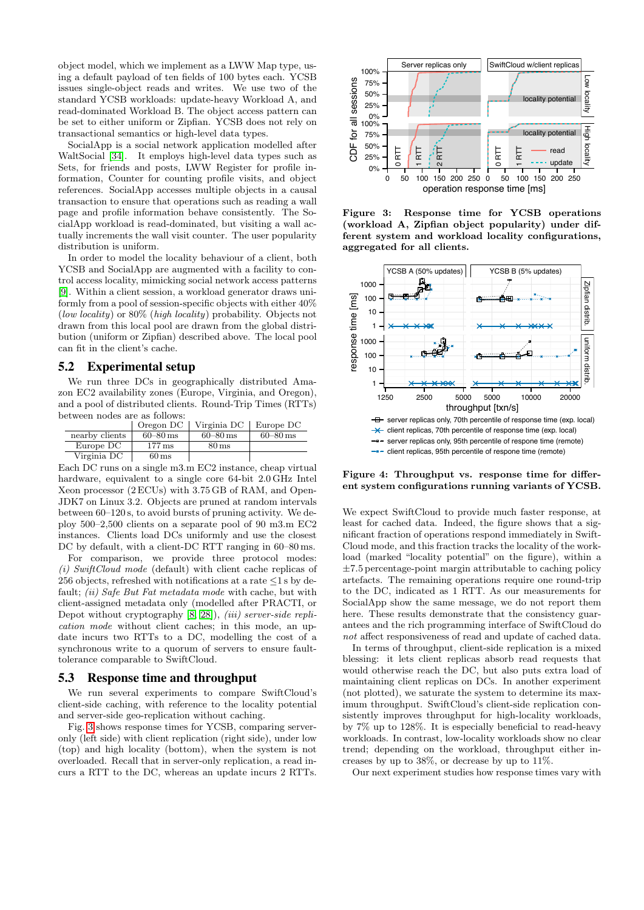object model, which we implement as a LWW Map type, using a default payload of ten fields of 100 bytes each. YCSB issues single-object reads and writes. We use two of the standard YCSB workloads: update-heavy Workload A, and read-dominated Workload B. The object access pattern can be set to either uniform or Zipfian. YCSB does not rely on transactional semantics or high-level data types.

SocialApp is a social network application modelled after WaltSocial [34]. It employs high-level data types such as Sets, for friends and posts, LWW Register for profile information, Counter for counting profile visits, and object references. SocialApp accesses multiple objects in a causal transaction to ensure that operations such as reading a wall page and profile information behave consistently. The SocialApp workload is read-dominated, but visiting a wall actually increments the wall visit counter. The user popularity distribution is uniform.

In order to model the locality behaviour of a client, both YCSB and SocialApp are augmented with a facility to control access locality, mimicking social network access patterns [9]. Within a client session, a workload generator draws uniformly from a pool of session-specific objects with either 40% (*low locality*) or 80% (*high locality*) probability. Objects not drawn from this local pool are drawn from the global distribution (uniform or Zipfian) described above. The local pool can fit in the client's cache.

## 5.2 Experimental setup

We run three DCs in geographically distributed Amazon EC2 availability zones (Europe, Virginia, and Oregon), and a pool of distributed clients. Round-Trip Times (RTTs) between nodes are as follows:

| | Oregon DC | Virginia DC | Europe DC |
|---|---|---|---|
| nearby clients | 60–80 ms | 60–80 ms | 60–80 ms |
| Europe DC | 177 ms | 80 ms | |
| Virginia DC | 60 ms | | |

Each DC runs on a single m3.m EC2 instance, cheap virtual hardware, equivalent to a single core 64-bit 2.0 GHz Intel Xeon processor (2 ECUs) with 3.75 GB of RAM, and OpenJDK7 on Linux 3.2. Objects are pruned at random intervals between 60–120 s, to avoid bursts of pruning activity. We deploy 500–2,500 clients on a separate pool of 90 m3.m EC2 instances. Clients load DCs uniformly and use the closest DC by default, with a client-DC RTT ranging in 60–80 ms.

For comparison, we provide three protocol modes: *(i) SwiftCloud mode* (default) with client cache replicas of 256 objects, refreshed with notifications at a rate ≤1 s by default; *(ii) Safe But Fat metadata mode* with cache, but with client-assigned metadata only (modelled after PRACTI, or Depot without cryptography [8, 28]), *(iii) server-side replication mode* without client caches; in this mode, an update incurs two RTTs to a DC, modelling the cost of a synchronous write to a quorum of servers to ensure fault-tolerance comparable to SwiftCloud.

## 5.3 Response time and throughput

We run several experiments to compare SwiftCloud's client-side caching, with reference to the locality potential and server-side geo-replication without caching.

Fig. 3 shows response times for YCSB, comparing server-only (left side) with client replication (right side), under low (top) and high locality (bottom), when the system is not overloaded. Recall that in server-only replication, a read incurs a RTT to the DC, whereas an update incurs 2 RTTs.

**Figure 3: Response time for YCSB operations (workload A, Zipfian object popularity) under different system and workload locality configurations, aggregated for all clients.**

**Figure 4: Throughput vs. response time for different system configurations running variants of YCSB.**

We expect SwiftCloud to provide much faster response, at least for cached data. Indeed, the figure shows that a significant fraction of operations respond immediately in SwiftCloud mode, and this fraction tracks the locality of the workload (marked "locality potential" on the figure), within a ±7.5 percentage-point margin attributable to caching policy artefacts. The remaining operations require one round-trip to the DC, indicated as 1 RTT. As our measurements for SocialApp show the same message, we do not report them here. These results demonstrate that the consistency guarantees and the rich programming interface of SwiftCloud do *not* affect responsiveness of read and update of cached data.

In terms of throughput, client-side replication is a mixed blessing: it lets client replicas absorb read requests that would otherwise reach the DC, but also puts extra load of maintaining client replicas on DCs. In another experiment (not plotted), we saturate the system to determine its maximum throughput. SwiftCloud's client-side replication consistently improves throughput for high-locality workloads, by 7% up to 128%. It is especially beneficial to read-heavy workloads. In contrast, low-locality workloads show no clear trend; depending on the workload, throughput either increases by up to 38%, or decrease by up to 11%.

Our next experiment studies how response times vary with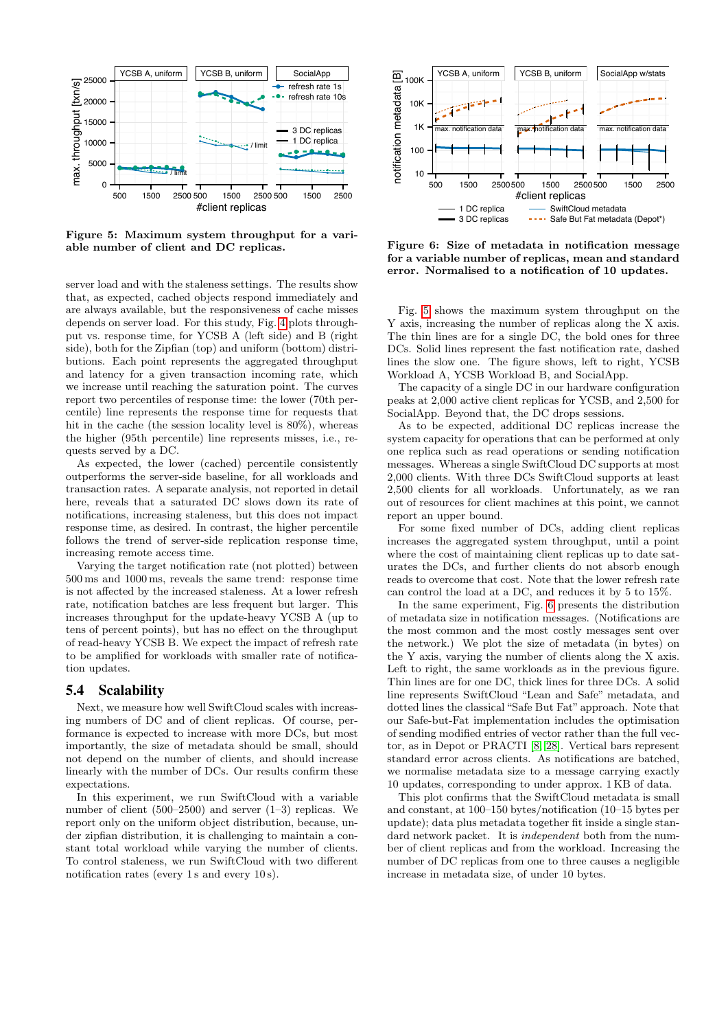**Figure 5: Maximum system throughput for a variable number of client and DC replicas.**

**Figure 6: Size of metadata in notification message for a variable number of replicas, mean and standard error. Normalised to a notification of 10 updates.**

server load and with the staleness settings. The results show that, as expected, cached objects respond immediately and are always available, but the responsiveness of cache misses depends on server load. For this study, Fig. 4 plots throughput vs. response time, for YCSB A (left side) and B (right side), both for the Zipfian (top) and uniform (bottom) distributions. Each point represents the aggregated throughput and latency for a given transaction incoming rate, which we increase until reaching the saturation point. The curves report two percentiles of response time: the lower (70th percentile) line represents the response time for requests that hit in the cache (the session locality level is 80%), whereas the higher (95th percentile) line represents misses, i.e., requests served by a DC.

As expected, the lower (cached) percentile consistently outperforms the server-side baseline, for all workloads and transaction rates. A separate analysis, not reported in detail here, reveals that a saturated DC slows down its rate of notifications, increasing staleness, but this does not impact response time, as desired. In contrast, the higher percentile follows the trend of server-side replication response time, increasing remote access time.

Varying the target notification rate (not plotted) between 500 ms and 1000 ms, reveals the same trend: response time is not affected by the increased staleness. At a lower refresh rate, notification batches are less frequent but larger. This increases throughput for the update-heavy YCSB A (up to tens of percent points), but has no effect on the throughput of read-heavy YCSB B. We expect the impact of refresh rate to be amplified for workloads with smaller rate of notification updates.

## 5.4 Scalability

Next, we measure how well SwiftCloud scales with increasing numbers of DC and of client replicas. Of course, performance is expected to increase with more DCs, but most importantly, the size of metadata should be small, should not depend on the number of clients, and should increase linearly with the number of DCs. Our results confirm these expectations.

In this experiment, we run SwiftCloud with a variable number of client (500–2500) and server (1–3) replicas. We report only on the uniform object distribution, because, under zipfian distribution, it is challenging to maintain a constant total workload while varying the number of clients. To control staleness, we run SwiftCloud with two different notification rates (every 1 s and every 10 s).

Fig. 5 shows the maximum system throughput on the Y axis, increasing the number of replicas along the X axis. The thin lines are for a single DC, the bold ones for three DCs. Solid lines represent the fast notification rate, dashed lines the slow one. The figure shows, left to right, YCSB Workload A, YCSB Workload B, and SocialApp.

The capacity of a single DC in our hardware configuration peaks at 2,000 active client replicas for YCSB, and 2,500 for SocialApp. Beyond that, the DC drops sessions.

As to be expected, additional DC replicas increase the system capacity for operations that can be performed at only one replica such as read operations or sending notification messages. Whereas a single SwiftCloud DC supports at most 2,000 clients. With three DCs SwiftCloud supports at least 2,500 clients for all workloads. Unfortunately, as we ran out of resources for client machines at this point, we cannot report an upper bound.

For some fixed number of DCs, adding client replicas increases the aggregated system throughput, until a point where the cost of maintaining client replicas up to date saturates the DCs, and further clients do not absorb enough reads to overcome that cost. Note that the lower refresh rate can control the load at a DC, and reduces it by 5 to 15%.

In the same experiment, Fig. 6 presents the distribution of metadata size in notification messages. (Notifications are the most common and the most costly messages sent over the network.) We plot the size of metadata (in bytes) on the Y axis, varying the number of clients along the X axis. Left to right, the same workloads as in the previous figure. Thin lines are for one DC, thick lines for three DCs. A solid line represents SwiftCloud "Lean and Safe" metadata, and dotted lines the classical "Safe But Fat" approach. Note that our Safe-but-Fat implementation includes the optimisation of sending modified entries of vector rather than the full vector, as in Depot or PRACTI [8, 28]. Vertical bars represent standard error across clients. As notifications are batched, we normalise metadata size to a message carrying exactly 10 updates, corresponding to under approx. 1 KB of data.

This plot confirms that the SwiftCloud metadata is small and constant, at 100–150 bytes/notification (10–15 bytes per update); data plus metadata together fit inside a single standard network packet. It is *independent* both from the number of client replicas and from the workload. Increasing the number of DC replicas from one to three causes a negligible increase in metadata size, of under 10 bytes.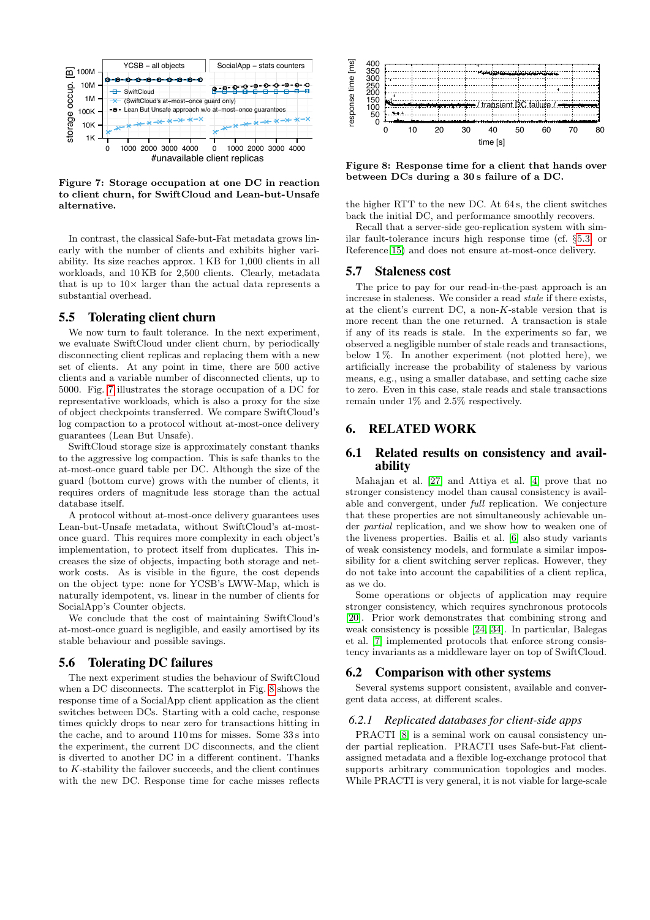Figure 7: Storage occupation at one DC in reaction to client churn, for SwiftCloud and Lean-but-Unsafe alternative.

In contrast, the classical Safe-but-Fat metadata grows linearly with the number of clients and exhibits higher variability. Its size reaches approx. 1 KB for 1,000 clients in all workloads, and 10 KB for 2,500 clients. Clearly, metadata that is up to 10× larger than the actual data represents a substantial overhead.

## 5.5 Tolerating client churn

We now turn to fault tolerance. In the next experiment, we evaluate SwiftCloud under client churn, by periodically disconnecting client replicas and replacing them with a new set of clients. At any point in time, there are 500 active clients and a variable number of disconnected clients, up to 5000. Fig. 7 illustrates the storage occupation of a DC for representative workloads, which is also a proxy for the size of object checkpoints transferred. We compare SwiftCloud's log compaction to a protocol without at-most-once delivery guarantees (Lean But Unsafe).

SwiftCloud storage size is approximately constant thanks to the aggressive log compaction. This is safe thanks to the at-most-once guard table per DC. Although the size of the guard (bottom curve) grows with the number of clients, it requires orders of magnitude less storage than the actual database itself.

A protocol without at-most-once delivery guarantees uses Lean-but-Unsafe metadata, without SwiftCloud's at-most-once guard. This requires more complexity in each object's implementation, to protect itself from duplicates. This increases the size of objects, impacting both storage and network costs. As is visible in the figure, the cost depends on the object type: none for YCSB's LWW-Map, which is naturally idempotent, vs. linear in the number of clients for SocialApp's Counter objects.

We conclude that the cost of maintaining SwiftCloud's at-most-once guard is negligible, and easily amortised by its stable behaviour and possible savings.

## 5.6 Tolerating DC failures

The next experiment studies the behaviour of SwiftCloud when a DC disconnects. The scatterplot in Fig. 8 shows the response time of a SocialApp client application as the client switches between DCs. Starting with a cold cache, response times quickly drops to near zero for transactions hitting in the cache, and to around 110 ms for misses. Some 33 s into the experiment, the current DC disconnects, and the client is diverted to another DC in a different continent. Thanks to $K$-stability the failover succeeds, and the client continues with the new DC. Response time for cache misses reflects the higher RTT to the new DC. At 64 s, the client switches back the initial DC, and performance smoothly recovers.

Figure 8: Response time for a client that hands over between DCs during a 30 s failure of a DC.

Recall that a server-side geo-replication system with similar fault-tolerance incurs high response time (cf. §5.3 or Reference [15]) and does not ensure at-most-once delivery.

## 5.7 Staleness cost

The price to pay for our read-in-the-past approach is an increase in staleness. We consider a read *stale* if there exists, at the client's current DC, a non-$K$-stable version that is more recent than the one returned. A transaction is stale if any of its reads is stale. In the experiments so far, we observed a negligible number of stale reads and transactions, below 1%. In another experiment (not plotted here), we artificially increase the probability of staleness by various means, e.g., using a smaller database, and setting cache size to zero. Even in this case, stale reads and stale transactions remain under 1% and 2.5% respectively.

# 6. RELATED WORK

## 6.1 Related results on consistency and availability

Mahajan et al. [27] and Attiya et al. [4] prove that no stronger consistency model than causal consistency is available and convergent, under *full* replication. We conjecture that these properties are not simultaneously achievable under *partial* replication, and we show how to weaken one of the liveness properties. Bailis et al. [6] also study variants of weak consistency models, and formulate a similar impossibility for a client switching server replicas. However, they do not take into account the capabilities of a client replica, as we do.

Some operations or objects of application may require stronger consistency, which requires synchronous protocols [20]. Prior work demonstrates that combining strong and weak consistency is possible [24, 34]. In particular, Balegas et al. [7] implemented protocols that enforce strong consistency invariants as a middleware layer on top of SwiftCloud.

## 6.2 Comparison with other systems

Several systems support consistent, available and convergent data access, at different scales.

### 6.2.1 Replicated databases for client-side apps

PRACTI [8] is a seminal work on causal consistency under partial replication. PRACTI uses Safe-but-Fat client-assigned metadata and a flexible log-exchange protocol that supports arbitrary communication topologies and modes. While PRACTI is very general, it is not viable for large-scale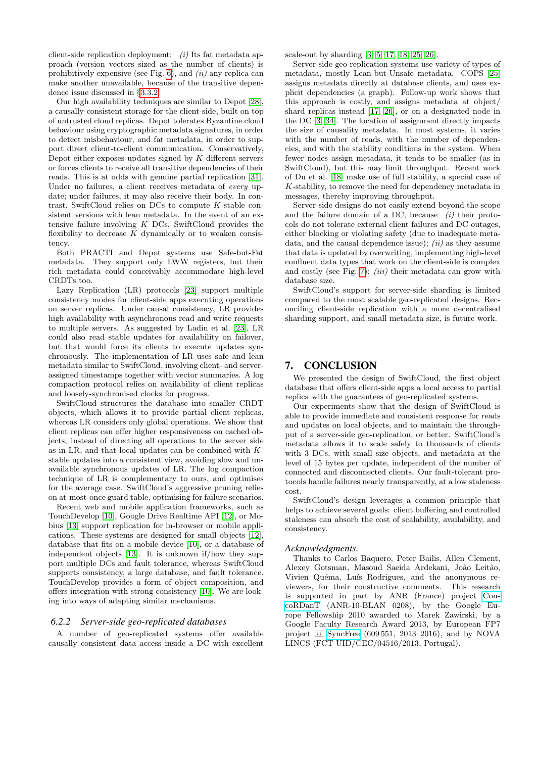client-side replication deployment: *(i)* Its fat metadata approach (version vectors sized as the number of clients) is prohibitively expensive (see Fig. 6), and *(ii)* any replica can make another unavailable, because of the transitive dependence issue discussed in §3.3.2.

Our high availability techniques are similar to Depot [28], a causally-consistent storage for the client-side, built on top of untrusted cloud replicas. Depot tolerates Byzantine cloud behaviour using cryptographic metadata signatures, in order to detect misbehaviour, and fat metadata, in order to support direct client-to-client communication. Conservatively, Depot either exposes updates signed by $K$ different servers or forces clients to receive all transitive dependencies of their reads. This is at odds with genuine partial replication [31]. Under no failures, a client receives metadata of *every* update; under failures, it may also receive their body. In contrast, SwiftCloud relies on DCs to compute $K$-stable consistent versions with lean metadata. In the event of an extensive failure involving $K$ DCs, SwiftCloud provides the flexibility to decrease $K$ dynamically or to weaken consistency.

Both PRACTI and Depot systems use Safe-but-Fat metadata. They support only LWW registers, but their rich metadata could conceivably accommodate high-level CRDTs too.

Lazy Replication (LR) protocols [23] support multiple consistency modes for client-side apps executing operations on server replicas. Under causal consistency, LR provides high availability with asynchronous read and write requests to multiple servers. As suggested by Ladin et al. [23], LR could also read stable updates for availability on failover, but that would force its clients to execute updates synchronously. The implementation of LR uses safe and lean metadata similar to SwiftCloud, involving client- and server-assigned timestamps together with vector summaries. A log compaction protocol relies on availability of client replicas and loosely-synchronised clocks for progress.

SwiftCloud structures the database into smaller CRDT objects, which allows it to provide partial client replicas, whereas LR considers only global operations. We show that client replicas can offer higher responsiveness on cached objects, instead of directing all operations to the server side as in LR, and that local updates can be combined with $K$-stable updates into a consistent view, avoiding slow and unavailable synchronous updates of LR. The log compaction technique of LR is complementary to ours, and optimises for the average case. SwiftCloud's aggressive pruning relies on at-most-once guard table, optimising for failure scenarios.

Recent web and mobile application frameworks, such as TouchDevelop [10], Google Drive Realtime API [12], or Mobius [13] support replication for in-browser or mobile applications. These systems are designed for small objects [12], database that fits on a mobile device [10], or a database of independent objects [13]. It is unknown if/how they support multiple DCs and fault tolerance, whereas SwiftCloud supports consistency, a large database, and fault tolerance. TouchDevelop provides a form of object composition, and offers integration with strong consistency [10]. We are looking into ways of adapting similar mechanisms.

### *6.2.2 Server-side geo-replicated databases*

A number of geo-replicated systems offer available causally consistent data access inside a DC with excellent scale-out by sharding [3, 5, 17, 18, 25, 26].

Server-side geo-replication systems use variety of types of metadata, mostly Lean-but-Unsafe metadata. COPS [25] assigns metadata directly at database clients, and uses explicit dependencies (a graph). Follow-up work shows that this approach is costly, and assigns metadata at object/shard replicas instead [17, 26], or on a designated node in the DC [3, 34]. The location of assignment directly impacts the size of causality metadata. In most systems, it varies with the number of reads, with the number of dependencies, and with the stability conditions in the system. When fewer nodes assign metadata, it tends to be smaller (as in SwiftCloud), but this may limit throughput. Recent work of Du et al. [18] make use of full stability, a special case of $K$-stability, to remove the need for dependency metadata in messages, thereby improving throughput.

Server-side designs do not easily extend beyond the scope and the failure domain of a DC, because *(i)* their protocols do not tolerate external client failures and DC outages, either blocking or violating safety (due to inadequate metadata, and the causal dependence issue); *(ii)* as they assume that data is updated by overwriting, implementing high-level confluent data types that work on the client-side is complex and costly (see Fig. 7); *(iii)* their metadata can grow with database size.

SwiftCloud's support for server-side sharding is limited compared to the most scalable geo-replicated designs. Reconciling client-side replication with a more decentralised sharding support, and small metadata size, is future work.

## 7. CONCLUSION

We presented the design of SwiftCloud, the first object database that offers client-side apps a local access to partial replica with the guarantees of geo-replicated systems.

Our experiments show that the design of SwiftCloud is able to provide immediate and consistent response for reads and updates on local objects, and to maintain the throughput of a server-side geo-replication, or better. SwiftCloud's metadata allows it to scale safely to thousands of clients with 3 DCs, with small size objects, and metadata at the level of 15 bytes per update, independent of the number of connected and disconnected clients. Our fault-tolerant protocols handle failures nearly transparently, at a low staleness cost.

SwiftCloud's design leverages a common principle that helps to achieve several goals: client buffering and controlled staleness can absorb the cost of scalability, availability, and consistency.

#### *Acknowledgments.*

Thanks to Carlos Baquero, Peter Bailis, Allen Clement, Alexey Gotsman, Masoud Saeida Ardekani, João Leitão, Vivien Quéma, Luís Rodrigues, and the anonymous reviewers, for their constructive comments. This research is supported in part by ANR (France) project ConcoRDanT (ANR-10-BLAN 0208), by the Google Europe Fellowship 2010 awarded to Marek Zawirski, by a Google Faculty Research Award 2013, by European FP7 project SyncFree (609 551, 2013–2016), and by NOVA LINCS (FCT UID/CEC/04516/2013, Portugal).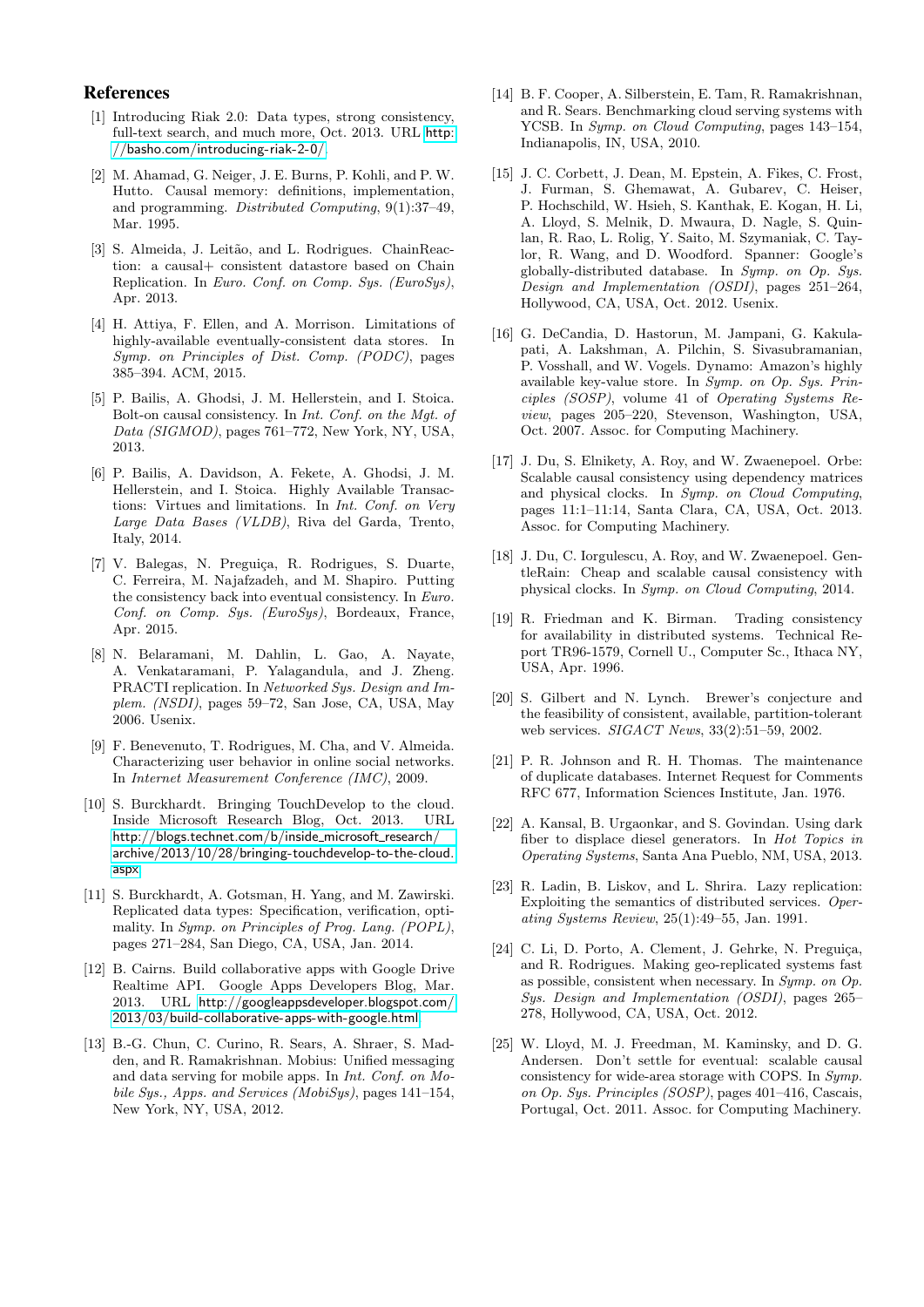## References

[1] Introducing Riak 2.0: Data types, strong consistency, full-text search, and much more, Oct. 2013. URL http://basho.com/introducing-riak-2-0/.

[2] M. Ahamad, G. Neiger, J. E. Burns, P. Kohli, and P. W. Hutto. Causal memory: definitions, implementation, and programming. *Distributed Computing*, 9(1):37–49, Mar. 1995.

[3] S. Almeida, J. Leitão, and L. Rodrigues. ChainReaction: a causal+ consistent datastore based on Chain Replication. In *Euro. Conf. on Comp. Sys. (EuroSys)*, Apr. 2013.

[4] H. Attiya, F. Ellen, and A. Morrison. Limitations of highly-available eventually-consistent data stores. In *Symp. on Principles of Dist. Comp. (PODC)*, pages 385–394. ACM, 2015.

[5] P. Bailis, A. Ghodsi, J. M. Hellerstein, and I. Stoica. Bolt-on causal consistency. In *Int. Conf. on the Mgt. of Data (SIGMOD)*, pages 761–772, New York, NY, USA, 2013.

[6] P. Bailis, A. Davidson, A. Fekete, A. Ghodsi, J. M. Hellerstein, and I. Stoica. Highly Available Transactions: Virtues and limitations. In *Int. Conf. on Very Large Data Bases (VLDB)*, Riva del Garda, Trento, Italy, 2014.

[7] V. Balegas, N. Preguiça, R. Rodrigues, S. Duarte, C. Ferreira, M. Najafzadeh, and M. Shapiro. Putting the consistency back into eventual consistency. In *Euro. Conf. on Comp. Sys. (EuroSys)*, Bordeaux, France, Apr. 2015.

[8] N. Belaramani, M. Dahlin, L. Gao, A. Nayate, A. Venkataramani, P. Yalagandula, and J. Zheng. PRACTI replication. In *Networked Sys. Design and Implem. (NSDI)*, pages 59–72, San Jose, CA, USA, May 2006. Usenix.

[9] F. Benevenuto, T. Rodrigues, M. Cha, and V. Almeida. Characterizing user behavior in online social networks. In *Internet Measurement Conference (IMC)*, 2009.

[10] S. Burckhardt. Bringing TouchDevelop to the cloud. Inside Microsoft Research Blog, Oct. 2013. URL http://blogs.technet.com/b/inside_microsoft_research/archive/2013/10/28/bringing-touchdevelop-to-the-cloud.aspx.

[11] S. Burckhardt, A. Gotsman, H. Yang, and M. Zawirski. Replicated data types: Specification, verification, optimality. In *Symp. on Principles of Prog. Lang. (POPL)*, pages 271–284, San Diego, CA, USA, Jan. 2014.

[12] B. Cairns. Build collaborative apps with Google Drive Realtime API. Google Apps Developers Blog, Mar. 2013. URL http://googleappsdeveloper.blogspot.com/2013/03/build-collaborative-apps-with-google.html.

[13] B.-G. Chun, C. Curino, R. Sears, A. Shraer, S. Madden, and R. Ramakrishnan. Mobius: Unified messaging and data serving for mobile apps. In *Int. Conf. on Mobile Sys., Apps. and Services (MobiSys)*, pages 141–154, New York, NY, USA, 2012.

[14] B. F. Cooper, A. Silberstein, E. Tam, R. Ramakrishnan, and R. Sears. Benchmarking cloud serving systems with YCSB. In *Symp. on Cloud Computing*, pages 143–154, Indianapolis, IN, USA, 2010.

[15] J. C. Corbett, J. Dean, M. Epstein, A. Fikes, C. Frost, J. Furman, S. Ghemawat, A. Gubarev, C. Heiser, P. Hochschild, W. Hsieh, S. Kanthak, E. Kogan, H. Li, A. Lloyd, S. Melnik, D. Mwaura, D. Nagle, S. Quinlan, R. Rao, L. Rolig, Y. Saito, M. Szymaniak, C. Taylor, R. Wang, and D. Woodford. Spanner: Google's globally-distributed database. In *Symp. on Op. Sys. Design and Implementation (OSDI)*, pages 251–264, Hollywood, CA, USA, Oct. 2012. Usenix.

[16] G. DeCandia, D. Hastorun, M. Jampani, G. Kakulapati, A. Lakshman, A. Pilchin, S. Sivasubramanian, P. Vosshall, and W. Vogels. Dynamo: Amazon's highly available key-value store. In *Symp. on Op. Sys. Principles (SOSP)*, volume 41 of *Operating Systems Review*, pages 205–220, Stevenson, Washington, USA, Oct. 2007. Assoc. for Computing Machinery.

[17] J. Du, S. Elnikety, A. Roy, and W. Zwaenepoel. Orbe: Scalable causal consistency using dependency matrices and physical clocks. In *Symp. on Cloud Computing*, pages 11:1–11:14, Santa Clara, CA, USA, Oct. 2013. Assoc. for Computing Machinery.

[18] J. Du, C. Iorgulescu, A. Roy, and W. Zwaenepoel. GentleRain: Cheap and scalable causal consistency with physical clocks. In *Symp. on Cloud Computing*, 2014.

[19] R. Friedman and K. Birman. Trading consistency for availability in distributed systems. Technical Report TR96-1579, Cornell U., Computer Sc., Ithaca NY, USA, Apr. 1996.

[20] S. Gilbert and N. Lynch. Brewer's conjecture and the feasibility of consistent, available, partition-tolerant web services. *SIGACT News*, 33(2):51–59, 2002.

[21] P. R. Johnson and R. H. Thomas. The maintenance of duplicate databases. Internet Request for Comments RFC 677, Information Sciences Institute, Jan. 1976.

[22] A. Kansal, B. Urgaonkar, and S. Govindan. Using dark fiber to displace diesel generators. In *Hot Topics in Operating Systems*, Santa Ana Pueblo, NM, USA, 2013.

[23] R. Ladin, B. Liskov, and L. Shrira. Lazy replication: Exploiting the semantics of distributed services. *Operating Systems Review*, 25(1):49–55, Jan. 1991.

[24] C. Li, D. Porto, A. Clement, J. Gehrke, N. Preguiça, and R. Rodrigues. Making geo-replicated systems fast as possible, consistent when necessary. In *Symp. on Op. Sys. Design and Implementation (OSDI)*, pages 265–278, Hollywood, CA, USA, Oct. 2012.

[25] W. Lloyd, M. J. Freedman, M. Kaminsky, and D. G. Andersen. Don't settle for eventual: scalable causal consistency for wide-area storage with COPS. In *Symp. on Op. Sys. Principles (SOSP)*, pages 401–416, Cascais, Portugal, Oct. 2011. Assoc. for Computing Machinery.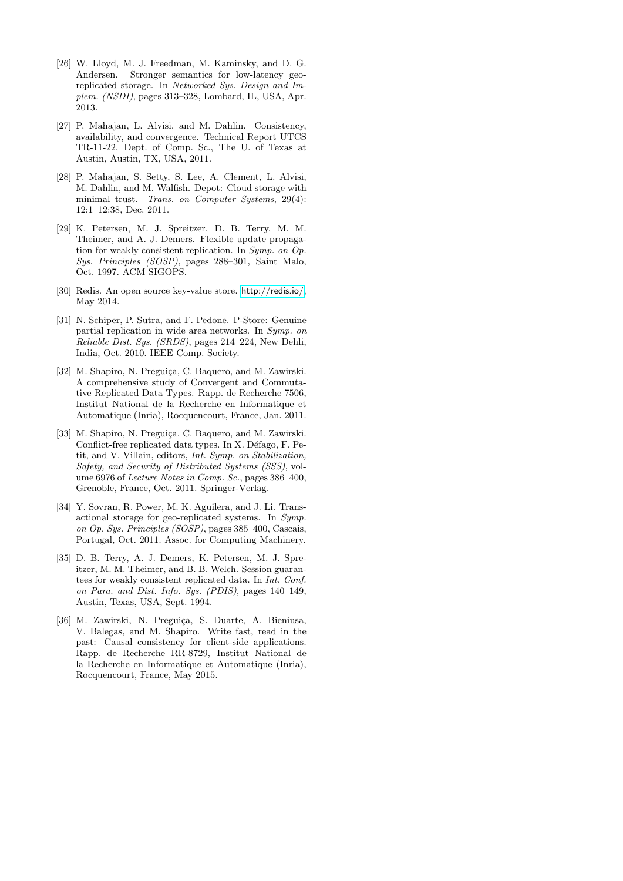[26] W. Lloyd, M. J. Freedman, M. Kaminsky, and D. G. Andersen. Stronger semantics for low-latency geo-replicated storage. In *Networked Sys. Design and Implem. (NSDI)*, pages 313–328, Lombard, IL, USA, Apr. 2013.

[27] P. Mahajan, L. Alvisi, and M. Dahlin. Consistency, availability, and convergence. Technical Report UTCS TR-11-22, Dept. of Comp. Sc., The U. of Texas at Austin, Austin, TX, USA, 2011.

[28] P. Mahajan, S. Setty, S. Lee, A. Clement, L. Alvisi, M. Dahlin, and M. Walfish. Depot: Cloud storage with minimal trust. *Trans. on Computer Systems*, 29(4): 12:1–12:38, Dec. 2011.

[29] K. Petersen, M. J. Spreitzer, D. B. Terry, M. M. Theimer, and A. J. Demers. Flexible update propagation for weakly consistent replication. In *Symp. on Op. Sys. Principles (SOSP)*, pages 288–301, Saint Malo, Oct. 1997. ACM SIGOPS.

[30] Redis. An open source key-value store. http://redis.io/, May 2014.

[31] N. Schiper, P. Sutra, and F. Pedone. P-Store: Genuine partial replication in wide area networks. In *Symp. on Reliable Dist. Sys. (SRDS)*, pages 214–224, New Dehli, India, Oct. 2010. IEEE Comp. Society.

[32] M. Shapiro, N. Preguiça, C. Baquero, and M. Zawirski. A comprehensive study of Convergent and Commutative Replicated Data Types. Rapp. de Recherche 7506, Institut National de la Recherche en Informatique et Automatique (Inria), Rocquencourt, France, Jan. 2011.

[33] M. Shapiro, N. Preguiça, C. Baquero, and M. Zawirski. Conflict-free replicated data types. In X. Défago, F. Petit, and V. Villain, editors, *Int. Symp. on Stabilization, Safety, and Security of Distributed Systems (SSS)*, volume 6976 of *Lecture Notes in Comp. Sc.*, pages 386–400, Grenoble, France, Oct. 2011. Springer-Verlag.

[34] Y. Sovran, R. Power, M. K. Aguilera, and J. Li. Transactional storage for geo-replicated systems. In *Symp. on Op. Sys. Principles (SOSP)*, pages 385–400, Cascais, Portugal, Oct. 2011. Assoc. for Computing Machinery.

[35] D. B. Terry, A. J. Demers, K. Petersen, M. J. Spreitzer, M. M. Theimer, and B. B. Welch. Session guarantees for weakly consistent replicated data. In *Int. Conf. on Para. and Dist. Info. Sys. (PDIS)*, pages 140–149, Austin, Texas, USA, Sept. 1994.

[36] M. Zawirski, N. Preguiça, S. Duarte, A. Bieniusa, V. Balegas, and M. Shapiro. Write fast, read in the past: Causal consistency for client-side applications. Rapp. de Recherche RR-8729, Institut National de la Recherche en Informatique et Automatique (Inria), Rocquencourt, France, May 2015.